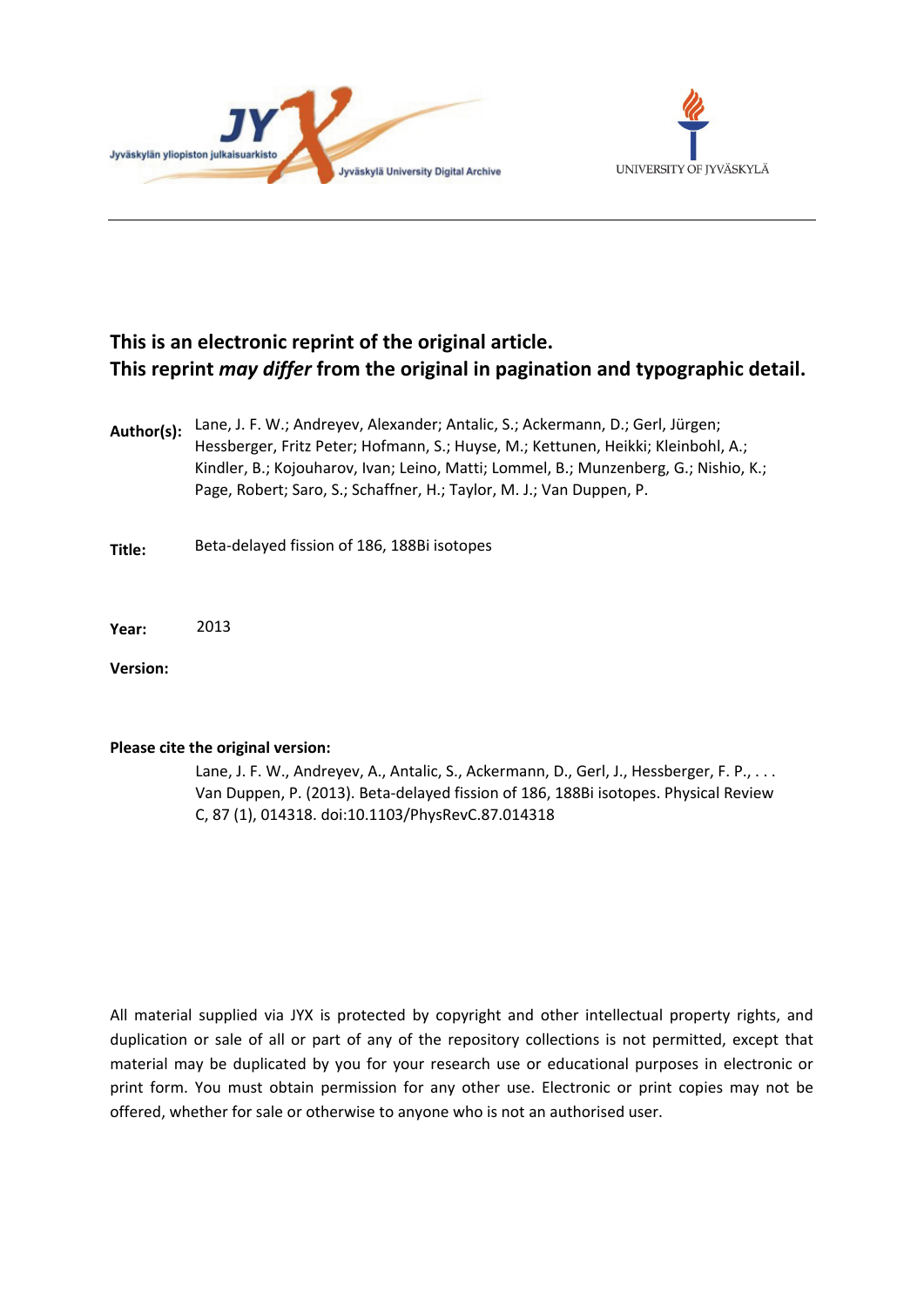Jyväskylän yliopiston julkaisuarkisto

Jyväskylä University Digital Archive

UNIVERSITY OF JYVÄSKYLÄ

**This is an electronic reprint of the original article.**
**This reprint *may differ* from the original in pagination and typographic detail.**

**Author(s):** Lane, J. F. W.; Andreyev, Alexander; Antalic, S.; Ackermann, D.; Gerl, Jürgen; Hessberger, Fritz Peter; Hofmann, S.; Huyse, M.; Kettunen, Heikki; Kleinbohl, A.; Kindler, B.; Kojouharov, Ivan; Leino, Matti; Lommel, B.; Munzenberg, G.; Nishio, K.; Page, Robert; Saro, S.; Schaffner, H.; Taylor, M. J.; Van Duppen, P.

**Title:** Beta-delayed fission of 186, 188Bi isotopes

**Year:** 2013

**Version:**

**Please cite the original version:**

Lane, J. F. W., Andreyev, A., Antalic, S., Ackermann, D., Gerl, J., Hessberger, F. P., . . . Van Duppen, P. (2013). Beta-delayed fission of 186, 188Bi isotopes. Physical Review C, 87 (1), 014318. doi:10.1103/PhysRevC.87.014318

All material supplied via JYX is protected by copyright and other intellectual property rights, and duplication or sale of all or part of any of the repository collections is not permitted, except that material may be duplicated by you for your research use or educational purposes in electronic or print form. You must obtain permission for any other use. Electronic or print copies may not be offered, whether for sale or otherwise to anyone who is not an authorised user.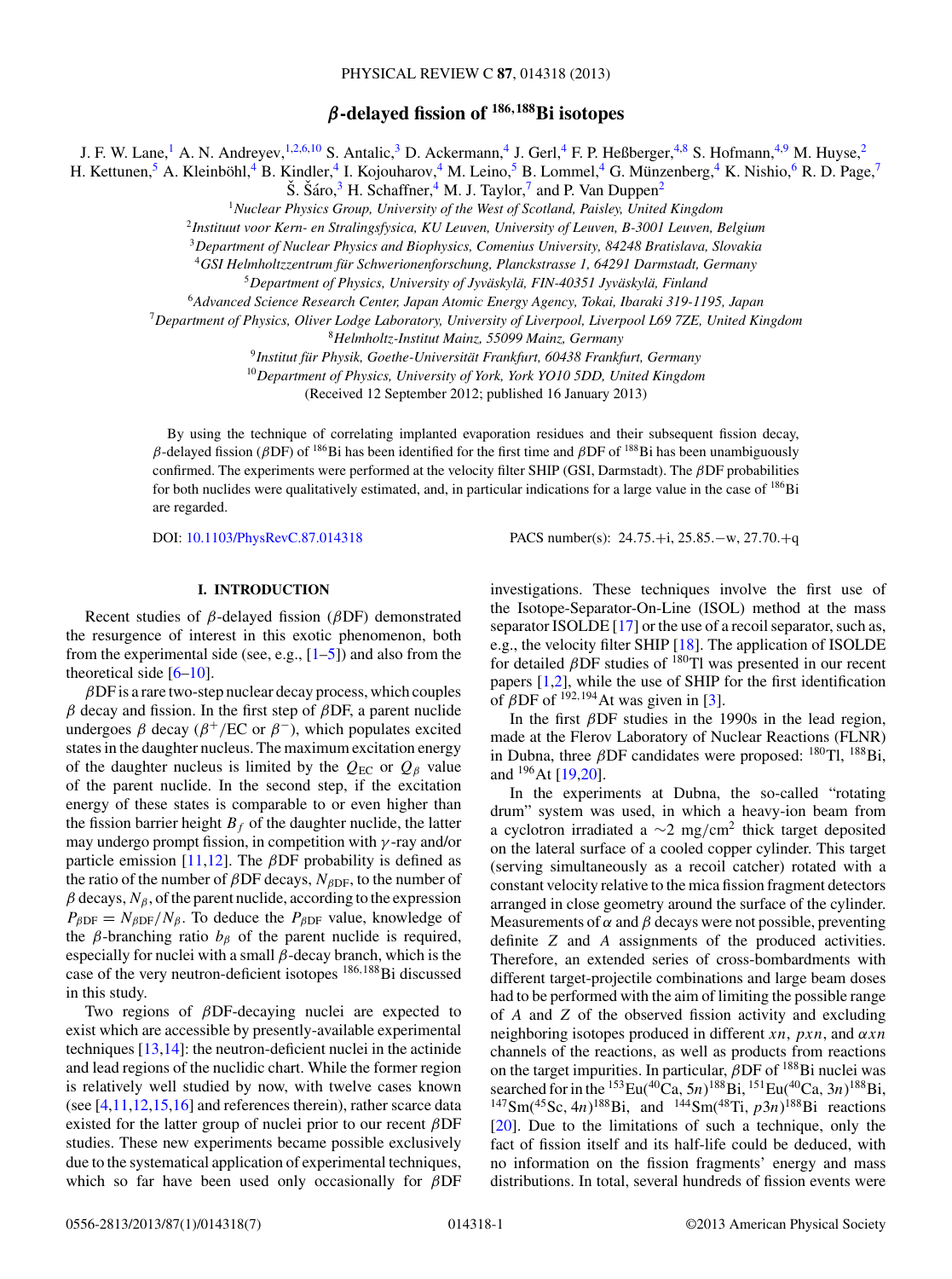# $\beta$-delayed fission of $^{186,188}$Bi isotopes

J. F. W. Lane,[1] A. N. Andreyev,[1,2,6,10] S. Antalic,[3] D. Ackermann,[4] J. Gerl,[4] F. P. Heßberger,[4,8] S. Hofmann,[4,9] M. Huyse,[2] H. Kettunen,[5] A. Kleinböhl,[4] B. Kindler,[4] I. Kojouharov,[4] M. Leino,[5] B. Lommel,[4] G. Münzenberg,[4] K. Nishio,[6] R. D. Page,[7] Š. Šáro,[3] H. Schaffner,[4] M. J. Taylor,[7] and P. Van Duppen[2]

[1]*Nuclear Physics Group, University of the West of Scotland, Paisley, United Kingdom*

[2]*Instituut voor Kern- en Stralingsfysica, KU Leuven, University of Leuven, B-3001 Leuven, Belgium*

[3]*Department of Nuclear Physics and Biophysics, Comenius University, 84248 Bratislava, Slovakia*

[4]*GSI Helmholtzzentrum für Schwerionenforschung, Planckstrasse 1, 64291 Darmstadt, Germany*

[5]*Department of Physics, University of Jyväskylä, FIN-40351 Jyväskylä, Finland*

[6]*Advanced Science Research Center, Japan Atomic Energy Agency, Tokai, Ibaraki 319-1195, Japan*

[7]*Department of Physics, Oliver Lodge Laboratory, University of Liverpool, Liverpool L69 7ZE, United Kingdom*

[8]*Helmholtz-Institut Mainz, 55099 Mainz, Germany*

[9]*Institut für Physik, Goethe-Universität Frankfurt, 60438 Frankfurt, Germany*

[10]*Department of Physics, University of York, York YO10 5DD, United Kingdom*

(Received 12 September 2012; published 16 January 2013)

By using the technique of correlating implanted evaporation residues and their subsequent fission decay, $\beta$-delayed fission ($\beta$DF) of $^{186}$Bi has been identified for the first time and $\beta$DF of $^{188}$Bi has been unambiguously confirmed. The experiments were performed at the velocity filter SHIP (GSI, Darmstadt). The $\beta$DF probabilities for both nuclides were qualitatively estimated, and, in particular indications for a large value in the case of $^{186}$Bi are regarded.

DOI: 10.1103/PhysRevC.87.014318 PACS number(s): 24.75.+i, 25.85.−w, 27.70.+q

## I. INTRODUCTION

Recent studies of $\beta$-delayed fission ($\beta$DF) demonstrated the resurgence of interest in this exotic phenomenon, both from the experimental side (see, e.g., [1–5]) and also from the theoretical side [6–10].

$\beta$DF is a rare two-step nuclear decay process, which couples $\beta$ decay and fission. In the first step of $\beta$DF, a parent nuclide undergoes $\beta$ decay ($\beta^+$/EC or $\beta^-$), which populates excited states in the daughter nucleus. The maximum excitation energy of the daughter nucleus is limited by the $Q_{\rm EC}$ or $Q_\beta$ value of the parent nuclide. In the second step, if the excitation energy of these states is comparable to or even higher than the fission barrier height $B_f$ of the daughter nuclide, the latter may undergo prompt fission, in competition with $\gamma$-ray and/or particle emission [11,12]. The $\beta$DF probability is defined as the ratio of the number of $\beta$DF decays, $N_{\beta\rm DF}$, to the number of $\beta$ decays, $N_\beta$, of the parent nuclide, according to the expression $P_{\beta\rm DF} = N_{\beta\rm DF}/N_\beta$. To deduce the $P_{\beta\rm DF}$ value, knowledge of the $\beta$-branching ratio $b_\beta$ of the parent nuclide is required, especially for nuclei with a small $\beta$-decay branch, which is the case of the very neutron-deficient isotopes $^{186,188}$Bi discussed in this study.

Two regions of $\beta$DF-decaying nuclei are expected to exist which are accessible by presently-available experimental techniques [13,14]: the neutron-deficient nuclei in the actinide and lead regions of the nuclidic chart. While the former region is relatively well studied by now, with twelve cases known (see [4,11,12,15,16] and references therein), rather scarce data existed for the latter group of nuclei prior to our recent $\beta$DF studies. These new experiments became possible exclusively due to the systematical application of experimental techniques, which so far have been used only occasionally for $\beta$DF investigations. These techniques involve the first use of the Isotope-Separator-On-Line (ISOL) method at the mass separator ISOLDE [17] or the use of a recoil separator, such as, e.g., the velocity filter SHIP [18]. The application of ISOLDE for detailed $\beta$DF studies of $^{180}$Tl was presented in our recent papers [1,2], while the use of SHIP for the first identification of $\beta$DF of $^{192,194}$At was given in [3].

In the first $\beta$DF studies in the 1990s in the lead region, made at the Flerov Laboratory of Nuclear Reactions (FLNR) in Dubna, three $\beta$DF candidates were proposed: $^{180}$Tl, $^{188}$Bi, and $^{196}$At [19,20].

In the experiments at Dubna, the so-called "rotating drum" system was used, in which a heavy-ion beam from a cyclotron irradiated a $\sim$2 mg/cm$^2$ thick target deposited on the lateral surface of a cooled copper cylinder. This target (serving simultaneously as a recoil catcher) rotated with a constant velocity relative to the mica fission fragment detectors arranged in close geometry around the surface of the cylinder. Measurements of $\alpha$ and $\beta$ decays were not possible, preventing definite $Z$ and $A$ assignments of the produced activities. Therefore, an extended series of cross-bombardments with different target-projectile combinations and large beam doses had to be performed with the aim of limiting the possible range of $A$ and $Z$ of the observed fission activity and excluding neighboring isotopes produced in different $xn$, $pxn$, and $\alpha xn$ channels of the reactions, as well as products from reactions on the target impurities. In particular, $\beta$DF of $^{188}$Bi nuclei was searched for in the $^{153}$Eu($^{40}$Ca, $5n$)$^{188}$Bi, $^{151}$Eu($^{40}$Ca, $3n$)$^{188}$Bi, $^{147}$Sm($^{45}$Sc, $4n$)$^{188}$Bi, and $^{144}$Sm($^{48}$Ti, $p3n$)$^{188}$Bi reactions [20]. Due to the limitations of such a technique, only the fact of fission itself and its half-life could be deduced, with no information on the fission fragments' energy and mass distributions. In total, several hundreds of fission events were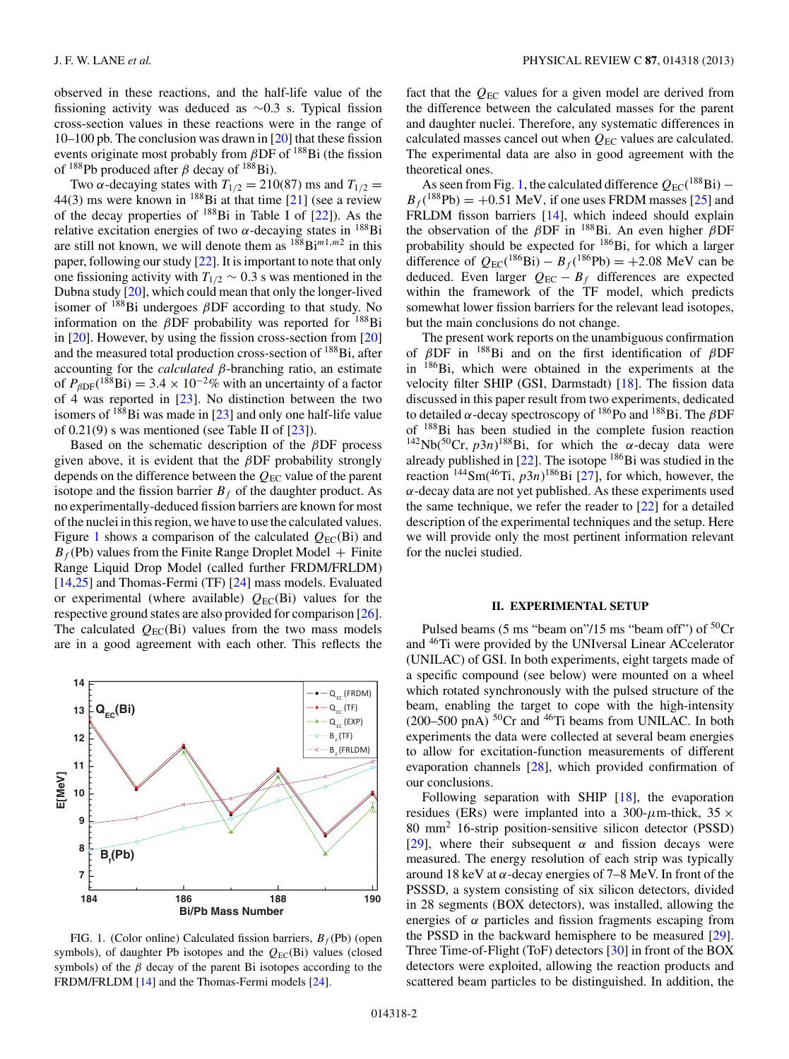observed in these reactions, and the half-life value of the fissioning activity was deduced as ∼0.3 s. Typical fission cross-section values in these reactions were in the range of 10–100 pb. The conclusion was drawn in [20] that these fission events originate most probably from βDF of $^{188}$Bi (the fission of $^{188}$Pb produced after β decay of $^{188}$Bi).

Two α-decaying states with $T_{1/2} = 210(87)$ ms and $T_{1/2} = 44(3)$ ms were known in $^{188}$Bi at that time [21] (see a review of the decay properties of $^{188}$Bi in Table I of [22]). As the relative excitation energies of two α-decaying states in $^{188}$Bi are still not known, we will denote them as $^{188}\text{Bi}^{m1,m2}$ in this paper, following our study [22]. It is important to note that only one fissioning activity with $T_{1/2} \sim 0.3$ s was mentioned in the Dubna study [20], which could mean that only the longer-lived isomer of $^{188}$Bi undergoes βDF according to that study. No information on the βDF probability was reported for $^{188}$Bi in [20]. However, by using the fission cross-section from [20] and the measured total production cross-section of $^{188}$Bi, after accounting for the *calculated* β-branching ratio, an estimate of $P_{\beta DF}(^{188}\text{Bi}) = 3.4 \times 10^{-2}\%$ with an uncertainty of a factor of 4 was reported in [23]. No distinction between the two isomers of $^{188}$Bi was made in [23] and only one half-life value of 0.21(9) s was mentioned (see Table II of [23]).

Based on the schematic description of the βDF process given above, it is evident that the βDF probability strongly depends on the difference between the $Q_{EC}$ value of the parent isotope and the fission barrier $B_f$ of the daughter product. As no experimentally-deduced fission barriers are known for most of the nuclei in this region, we have to use the calculated values. Figure 1 shows a comparison of the calculated $Q_{EC}$(Bi) and $B_f$(Pb) values from the Finite Range Droplet Model + Finite Range Liquid Drop Model (called further FRDM/FRLDM) [14,25] and Thomas-Fermi (TF) [24] mass models. Evaluated or experimental (where available) $Q_{EC}$(Bi) values for the respective ground states are also provided for comparison [26]. The calculated $Q_{EC}$(Bi) values from the two mass models are in a good agreement with each other. This reflects the fact that the $Q_{EC}$ values for a given model are derived from the difference between the calculated masses for the parent and daughter nuclei. Therefore, any systematic differences in calculated masses cancel out when $Q_{EC}$ values are calculated. The experimental data are also in good agreement with the theoretical ones.

FIG. 1. (Color online) Calculated fission barriers, $B_f$(Pb) (open symbols), of daughter Pb isotopes and the $Q_{EC}$(Bi) values (closed symbols) of the β decay of the parent Bi isotopes according to the FRDM/FRLDM [14] and the Thomas-Fermi models [24].

As seen from Fig. 1, the calculated difference $Q_{EC}(^{188}\text{Bi}) - B_f(^{188}\text{Pb}) = +0.51$ MeV, if one uses FRDM masses [25] and FRLDM fission barriers [14], which indeed should explain the observation of the βDF in $^{188}$Bi. An even higher βDF probability should be expected for $^{186}$Bi, for which a larger difference of $Q_{EC}(^{186}\text{Bi}) - B_f(^{186}\text{Pb}) = +2.08$ MeV can be deduced. Even larger $Q_{EC} - B_f$ differences are expected within the framework of the TF model, which predicts somewhat lower fission barriers for the relevant lead isotopes, but the main conclusions do not change.

The present work reports on the unambiguous confirmation of βDF in $^{188}$Bi and on the first identification of βDF in $^{186}$Bi, which were obtained in the experiments at the velocity filter SHIP (GSI, Darmstadt) [18]. The fission data discussed in this paper result from two experiments, dedicated to detailed α-decay spectroscopy of $^{186}$Po and $^{188}$Bi. The βDF of $^{188}$Bi has been studied in the complete fusion reaction $^{142}\text{Nd}(^{50}\text{Cr}, p3n)^{188}\text{Bi}$, for which the α-decay data were already published in [22]. The isotope $^{186}$Bi was studied in the reaction $^{144}\text{Sm}(^{46}\text{Ti}, p3n)^{186}\text{Bi}$ [27], for which, however, the α-decay data are not yet published. As these experiments used the same technique, we refer the reader to [22] for a detailed description of the experimental techniques and the setup. Here we will provide only the most pertinent information relevant for the nuclei studied.

## II. EXPERIMENTAL SETUP

Pulsed beams (5 ms "beam on"/15 ms "beam off") of $^{50}$Cr and $^{46}$Ti were provided by the UNIversal Linear ACcelerator (UNILAC) of GSI. In both experiments, eight targets made of a specific compound (see below) were mounted on a wheel which rotated synchronously with the pulsed structure of the beam, enabling the target to cope with the high-intensity (200–500 pnA) $^{50}$Cr and $^{46}$Ti beams from UNILAC. In both experiments the data were collected at several beam energies to allow for excitation-function measurements of different evaporation channels [28], which provided confirmation of our conclusions.

Following separation with SHIP [18], the evaporation residues (ERs) were implanted into a 300-μm-thick, 35 × 80 mm$^2$ 16-strip position-sensitive silicon detector (PSSD) [29], where their subsequent α and fission decays were measured. The energy resolution of each strip was typically around 18 keV at α-decay energies of 7–8 MeV. In front of the PSSSD, a system consisting of six silicon detectors, divided in 28 segments (BOX detectors), was installed, allowing the energies of α particles and fission fragments escaping from the PSSD in the backward hemisphere to be measured [29]. Three Time-of-Flight (ToF) detectors [30] in front of the BOX detectors were exploited, allowing the reaction products and scattered beam particles to be distinguished. In addition, the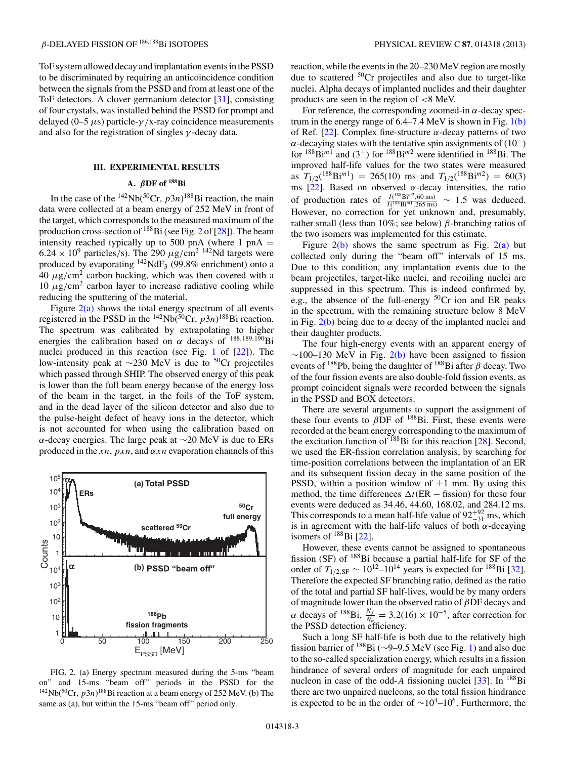ToF system allowed decay and implantation events in the PSSD to be discriminated by requiring an anticoincidence condition between the signals from the PSSD and from at least one of the ToF detectors. A clover germanium detector [31], consisting of four crystals, was installed behind the PSSD for prompt and delayed (0–5 $\mu$s) particle-$\gamma$/x-ray coincidence measurements and also for the registration of singles $\gamma$-decay data.

## III. EXPERIMENTAL RESULTS

### A. $\beta$DF of $^{188}$Bi

In the case of the $^{142}$Nb($^{50}$Cr, $p3n$)$^{188}$Bi reaction, the main data were collected at a beam energy of 252 MeV in front of the target, which corresponds to the measured maximum of the production cross-section of $^{188}$Bi (see Fig. 2 of [28]). The beam intensity reached typically up to 500 pnA (where 1 pnA = $6.24 \times 10^9$ particles/s). The 290 $\mu$g/cm$^2$ $^{142}$Nd targets were produced by evaporating $^{142}$NdF$_3$ (99.8% enrichment) onto a 40 $\mu$g/cm$^2$ carbon backing, which was then covered with a 10 $\mu$g/cm$^2$ carbon layer to increase radiative cooling while reducing the sputtering of the material.

Figure 2(a) shows the total energy spectrum of all events registered in the PSSD in the $^{142}$Nb($^{50}$Cr, $p3n$)$^{188}$Bi reaction. The spectrum was calibrated by extrapolating to higher energies the calibration based on $\alpha$ decays of $^{188,189,190}$Bi nuclei produced in this reaction (see Fig. 1 of [22]). The low-intensity peak at $\sim$230 MeV is due to $^{50}$Cr projectiles which passed through SHIP. The observed energy of this peak is lower than the full beam energy because of the energy loss of the beam in the target, in the foils of the ToF system, and in the dead layer of the silicon detector and also due to the pulse-height defect of heavy ions in the detector, which is not accounted for when using the calibration based on $\alpha$-decay energies. The large peak at $\sim$20 MeV is due to ERs produced in the $xn$, $pxn$, and $\alpha xn$ evaporation channels of this reaction, while the events in the 20–230 MeV region are mostly due to scattered $^{50}$Cr projectiles and also due to target-like nuclei. Alpha decays of implanted nuclides and their daughter products are seen in the region of <8 MeV.

FIG. 2. (a) Energy spectrum measured during the 5-ms "beam on" and 15-ms "beam off" periods in the PSSD for the $^{142}$Nb($^{50}$Cr, $p3n$)$^{188}$Bi reaction at a beam energy of 252 MeV. (b) The same as (a), but within the 15-ms "beam off" period only.

For reference, the corresponding zoomed-in $\alpha$-decay spectrum in the energy range of 6.4–7.4 MeV is shown in Fig. 1(b) of Ref. [22]. Complex fine-structure $\alpha$-decay patterns of two $\alpha$-decaying states with the tentative spin assignments of ($10^-$) for $^{188}$Bi$^{m1}$ and ($3^+$) for $^{188}$Bi$^{m2}$ were identified in $^{188}$Bi. The improved half-life values for the two states were measured as $T_{1/2}(^{188}\text{Bi}^{m1}) = 265(10)$ ms and $T_{1/2}(^{188}\text{Bi}^{m2}) = 60(3)$ ms [22]. Based on observed $\alpha$-decay intensities, the ratio of production rates of $\frac{I(^{188}\text{Bi}^{m2}, 60\text{ ms})}{I(^{188}\text{Bi}^{m1}, 265\text{ ms})} \sim 1.5$ was deduced. However, no correction for yet unknown and, presumably, rather small (less than 10%; see below) $\beta$-branching ratios of the two isomers was implemented for this estimate.

Figure 2(b) shows the same spectrum as Fig. 2(a) but collected only during the "beam off" intervals of 15 ms. Due to this condition, any implantation events due to the beam projectiles, target-like nuclei, and recoiling nuclei are suppressed in this spectrum. This is indeed confirmed by, e.g., the absence of the full-energy $^{50}$Cr ion and ER peaks in the spectrum, with the remaining structure below 8 MeV in Fig. 2(b) being due to $\alpha$ decay of the implanted nuclei and their daughter products.

The four high-energy events with an apparent energy of $\sim$100–130 MeV in Fig. 2(b) have been assigned to fission events of $^{188}$Pb, being the daughter of $^{188}$Bi after $\beta$ decay. Two of the four fission events are also double-fold fission events, as prompt coincident signals were recorded between the signals in the PSSD and BOX detectors.

There are several arguments to support the assignment of these four events to $\beta$DF of $^{188}$Bi. First, these events were recorded at the beam energy corresponding to the maximum of the excitation function of $^{188}$Bi for this reaction [28]. Second, we used the ER-fission correlation analysis, by searching for time-position correlations between the implantation of an ER and its subsequent fission decay in the same position of the PSSD, within a position window of $\pm$1 mm. By using this method, the time differences $\Delta t$(ER − fission) for these four events were deduced as 34.46, 44.60, 168.02, and 284.12 ms. This corresponds to a mean half-life value of $92^{+92}_{-31}$ ms, which is in agreement with the half-life values of both $\alpha$-decaying isomers of $^{188}$Bi [22].

However, these events cannot be assigned to spontaneous fission (SF) of $^{188}$Bi because a partial half-life for SF of the order of $T_{1/2,\text{SF}} \sim 10^{12}$–$10^{14}$ years is expected for $^{188}$Bi [32]. Therefore the expected SF branching ratio, defined as the ratio of the total and partial SF half-lives, would be by many orders of magnitude lower than the observed ratio of $\beta$DF decays and $\alpha$ decays of $^{188}$Bi, $\frac{N_f}{N_\alpha} = 3.2(16) \times 10^{-5}$, after correction for the PSSD detection efficiency.

Such a long SF half-life is both due to the relatively high fission barrier of $^{188}$Bi ($\sim$9–9.5 MeV (see Fig. 1) and also due to the so-called specialization energy, which results in a fission hindrance of several orders of magnitude for each unpaired nucleon in case of the odd-$A$ fissioning nuclei [33]. In $^{188}$Bi there are two unpaired nucleons, so the total fission hindrance is expected to be in the order of $\sim 10^4$–$10^6$. Furthermore, the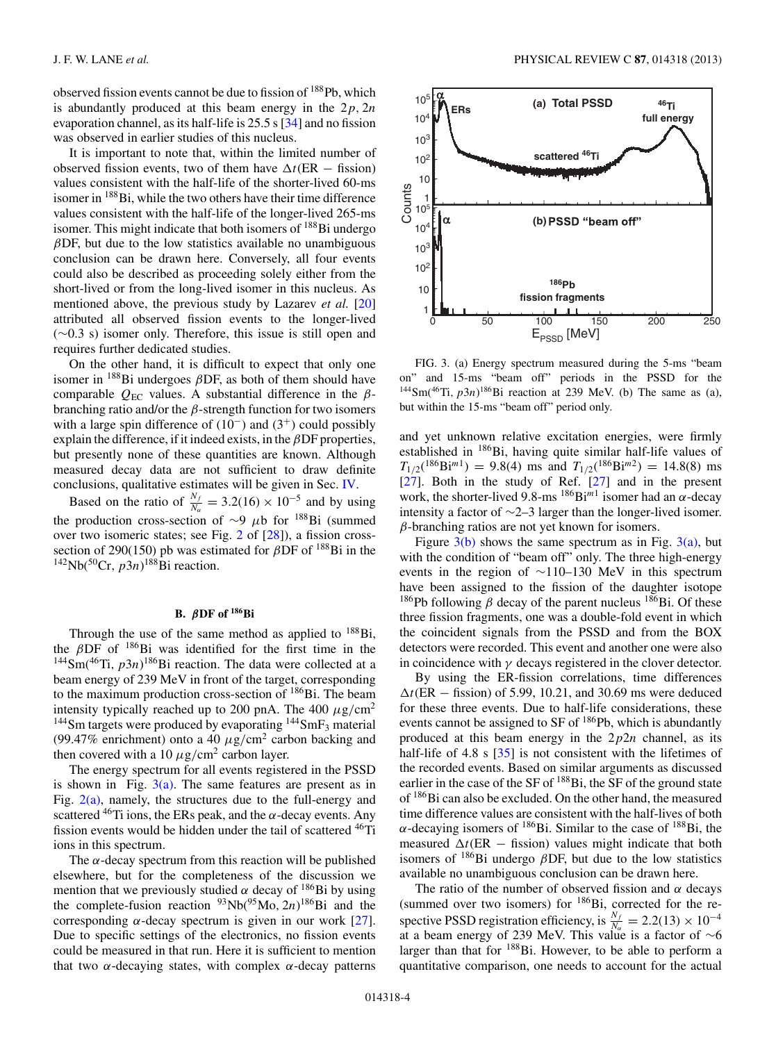observed fission events cannot be due to fission of $^{188}$Pb, which is abundantly produced at this beam energy in the $2p, 2n$ evaporation channel, as its half-life is 25.5 s [34] and no fission was observed in earlier studies of this nucleus.

It is important to note that, within the limited number of observed fission events, two of them have $\Delta t$(ER − fission) values consistent with the half-life of the shorter-lived 60-ms isomer in $^{188}$Bi, while the two others have their time difference values consistent with the half-life of the longer-lived 265-ms isomer. This might indicate that both isomers of $^{188}$Bi undergo $\beta$DF, but due to the low statistics available no unambiguous conclusion can be drawn here. Conversely, all four events could also be described as proceeding solely either from the short-lived or from the long-lived isomer in this nucleus. As mentioned above, the previous study by Lazarev *et al.* [20] attributed all observed fission events to the longer-lived (∼0.3 s) isomer only. Therefore, this issue is still open and requires further dedicated studies.

On the other hand, it is difficult to expect that only one isomer in $^{188}$Bi undergoes $\beta$DF, as both of them should have comparable $Q_{EC}$ values. A substantial difference in the $\beta$-branching ratio and/or the $\beta$-strength function for two isomers with a large spin difference of $(10^-)$ and $(3^+)$ could possibly explain the difference, if it indeed exists, in the $\beta$DF properties, but presently none of these quantities are known. Although measured decay data are not sufficient to draw definite conclusions, qualitative estimates will be given in Sec. IV.

Based on the ratio of $\frac{N_f}{N_\alpha} = 3.2(16) \times 10^{-5}$ and by using the production cross-section of ∼9 $\mu$b for $^{188}$Bi (summed over two isomeric states; see Fig. 2 of [28]), a fission cross-section of 290(150) pb was estimated for $\beta$DF of $^{188}$Bi in the $^{142}$Nb($^{50}$Cr, $p3n$)$^{188}$Bi reaction.

### B. $\beta$DF of $^{186}$Bi

Through the use of the same method as applied to $^{188}$Bi, the $\beta$DF of $^{186}$Bi was identified for the first time in the $^{144}$Sm($^{46}$Ti, $p3n$)$^{186}$Bi reaction. The data were collected at a beam energy of 239 MeV in front of the target, corresponding to the maximum production cross-section of $^{186}$Bi. The beam intensity typically reached up to 200 pnA. The 400 $\mu$g/cm$^2$ $^{144}$Sm targets were produced by evaporating $^{144}$SmF$_3$ material (99.47% enrichment) onto a 40 $\mu$g/cm$^2$ carbon backing and then covered with a 10 $\mu$g/cm$^2$ carbon layer.

The energy spectrum for all events registered in the PSSD is shown in Fig. 3(a). The same features are present as in Fig. 2(a), namely, the structures due to the full-energy and scattered $^{46}$Ti ions, the ERs peak, and the $\alpha$-decay events. Any fission events would be hidden under the tail of scattered $^{46}$Ti ions in this spectrum.

The $\alpha$-decay spectrum from this reaction will be published elsewhere, but for the completeness of the discussion we mention that we previously studied $\alpha$ decay of $^{186}$Bi by using the complete-fusion reaction $^{93}$Nb($^{95}$Mo, $2n$)$^{186}$Bi and the corresponding $\alpha$-decay spectrum is given in our work [27]. Due to specific settings of the electronics, no fission events could be measured in that run. Here it is sufficient to mention that two $\alpha$-decaying states, with complex $\alpha$-decay patterns and yet unknown relative excitation energies, were firmly established in $^{186}$Bi, having quite similar half-life values of $T_{1/2}(^{186}\mathrm{Bi}^{m1}) = 9.8(4)$ ms and $T_{1/2}(^{186}\mathrm{Bi}^{m2}) = 14.8(8)$ ms [27]. Both in the study of Ref. [27] and in the present work, the shorter-lived 9.8-ms $^{186}$Bi$^{m1}$ isomer had an $\alpha$-decay intensity a factor of ∼2–3 larger than the longer-lived isomer. $\beta$-branching ratios are not yet known for isomers.

FIG. 3. (a) Energy spectrum measured during the 5-ms "beam on" and 15-ms "beam off" periods in the PSSD for the $^{144}$Sm($^{46}$Ti, $p3n$)$^{186}$Bi reaction at 239 MeV. (b) The same as (a), but within the 15-ms "beam off" period only.

Figure 3(b) shows the same spectrum as in Fig. 3(a), but with the condition of "beam off" only. The three high-energy events in the region of ∼110–130 MeV in this spectrum have been assigned to the fission of the daughter isotope $^{186}$Pb following $\beta$ decay of the parent nucleus $^{186}$Bi. Of these three fission fragments, one was a double-fold event in which the coincident signals from the PSSD and from the BOX detectors were recorded. This event and another one were also in coincidence with $\gamma$ decays registered in the clover detector.

By using the ER-fission correlations, time differences $\Delta t$(ER − fission) of 5.99, 10.21, and 30.69 ms were deduced for these three events. Due to half-life considerations, these events cannot be assigned to SF of $^{186}$Pb, which is abundantly produced at this beam energy in the $2p2n$ channel, as its half-life of 4.8 s [35] is not consistent with the lifetimes of the recorded events. Based on similar arguments as discussed earlier in the case of the SF of $^{188}$Bi, the SF of the ground state of $^{186}$Bi can also be excluded. On the other hand, the measured time difference values are consistent with the half-lives of both $\alpha$-decaying isomers of $^{186}$Bi. Similar to the case of $^{188}$Bi, the measured $\Delta t$(ER − fission) values might indicate that both isomers of $^{186}$Bi undergo $\beta$DF, but due to the low statistics available no unambiguous conclusion can be drawn here.

The ratio of the number of observed fission and $\alpha$ decays (summed over two isomers) for $^{186}$Bi, corrected for the respective PSSD registration efficiency, is $\frac{N_f}{N_\alpha} = 2.2(13) \times 10^{-4}$ at a beam energy of 239 MeV. This value is a factor of ∼6 larger than that for $^{188}$Bi. However, to be able to perform a quantitative comparison, one needs to account for the actual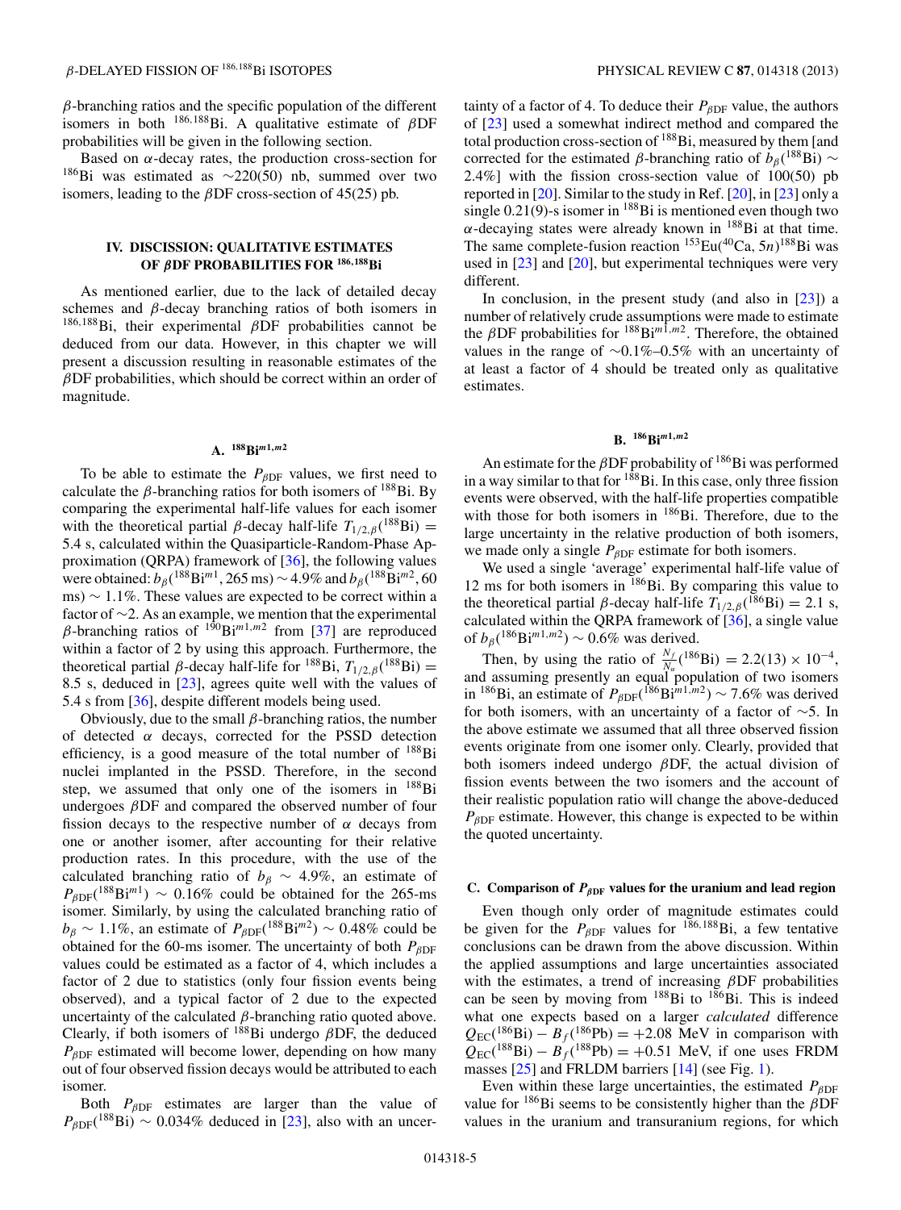β-branching ratios and the specific population of the different isomers in both $^{186,188}$Bi. A qualitative estimate of βDF probabilities will be given in the following section.

Based on α-decay rates, the production cross-section for $^{186}$Bi was estimated as ∼220(50) nb, summed over two isomers, leading to the βDF cross-section of 45(25) pb.

## IV. DISCISSION: QUALITATIVE ESTIMATES OF βDF PROBABILITIES FOR $^{186,188}$Bi

As mentioned earlier, due to the lack of detailed decay schemes and β-decay branching ratios of both isomers in $^{186,188}$Bi, their experimental βDF probabilities cannot be deduced from our data. However, in this chapter we will present a discussion resulting in reasonable estimates of the βDF probabilities, which should be correct within an order of magnitude.

### A. $^{188}$Bi$^{m1,m2}$

To be able to estimate the $P_{\beta\mathrm{DF}}$ values, we first need to calculate the β-branching ratios for both isomers of $^{188}$Bi. By comparing the experimental half-life values for each isomer with the theoretical partial β-decay half-life $T_{1/2,\beta}(^{188}\mathrm{Bi}) = 5.4$ s, calculated within the Quasiparticle-Random-Phase Approximation (QRPA) framework of [36], the following values were obtained: $b_\beta(^{188}\mathrm{Bi}^{m1}, 265\ \mathrm{ms}) \sim 4.9\%$ and $b_\beta(^{188}\mathrm{Bi}^{m2}, 60\ \mathrm{ms}) \sim 1.1\%$. These values are expected to be correct within a factor of ∼2. As an example, we mention that the experimental β-branching ratios of $^{190}$Bi$^{m1,m2}$ from [37] are reproduced within a factor of 2 by using this approach. Furthermore, the theoretical partial β-decay half-life for $^{188}$Bi, $T_{1/2,\beta}(^{188}\mathrm{Bi}) = 8.5$ s, deduced in [23], agrees quite well with the values of 5.4 s from [36], despite different models being used.

Obviously, due to the small β-branching ratios, the number of detected α decays, corrected for the PSSD detection efficiency, is a good measure of the total number of $^{188}$Bi nuclei implanted in the PSSD. Therefore, in the second step, we assumed that only one of the isomers in $^{188}$Bi undergoes βDF and compared the observed number of four fission decays to the respective number of α decays from one or another isomer, after accounting for their relative production rates. In this procedure, with the use of the calculated branching ratio of $b_\beta \sim 4.9\%$, an estimate of $P_{\beta\mathrm{DF}}(^{188}\mathrm{Bi}^{m1}) \sim 0.16\%$ could be obtained for the 265-ms isomer. Similarly, by using the calculated branching ratio of $b_\beta \sim 1.1\%$, an estimate of $P_{\beta\mathrm{DF}}(^{188}\mathrm{Bi}^{m2}) \sim 0.48\%$ could be obtained for the 60-ms isomer. The uncertainty of both $P_{\beta\mathrm{DF}}$ values could be estimated as a factor of 4, which includes a factor of 2 due to statistics (only four fission events being observed), and a typical factor of 2 due to the expected uncertainty of the calculated β-branching ratio quoted above. Clearly, if both isomers of $^{188}$Bi undergo βDF, the deduced $P_{\beta\mathrm{DF}}$ estimated will become lower, depending on how many out of four observed fission decays would be attributed to each isomer.

Both $P_{\beta\mathrm{DF}}$ estimates are larger than the value of $P_{\beta\mathrm{DF}}(^{188}\mathrm{Bi}) \sim 0.034\%$ deduced in [23], also with an uncertainty of a factor of 4. To deduce their $P_{\beta\mathrm{DF}}$ value, the authors of [23] used a somewhat indirect method and compared the total production cross-section of $^{188}$Bi, measured by them [and corrected for the estimated β-branching ratio of $b_\beta(^{188}\mathrm{Bi}) \sim 2.4\%$] with the fission cross-section value of 100(50) pb reported in [20]. Similar to the study in Ref. [20], in [23] only a single 0.21(9)-s isomer in $^{188}$Bi is mentioned even though two α-decaying states were already known in $^{188}$Bi at that time. The same complete-fusion reaction $^{153}$Eu($^{40}$Ca, 5$n$)$^{188}$Bi was used in [23] and [20], but experimental techniques were very different.

In conclusion, in the present study (and also in [23]) a number of relatively crude assumptions were made to estimate the βDF probabilities for $^{188}$Bi$^{m1,m2}$. Therefore, the obtained values in the range of ∼0.1%–0.5% with an uncertainty of at least a factor of 4 should be treated only as qualitative estimates.

### B. $^{186}$Bi$^{m1,m2}$

An estimate for the βDF probability of $^{186}$Bi was performed in a way similar to that for $^{188}$Bi. In this case, only three fission events were observed, with the half-life properties compatible with those for both isomers in $^{186}$Bi. Therefore, due to the large uncertainty in the relative production of both isomers, we made only a single $P_{\beta\mathrm{DF}}$ estimate for both isomers.

We used a single 'average' experimental half-life value of 12 ms for both isomers in $^{186}$Bi. By comparing this value to the theoretical partial β-decay half-life $T_{1/2,\beta}(^{186}\mathrm{Bi}) = 2.1$ s, calculated within the QRPA framework of [36], a single value of $b_\beta(^{186}\mathrm{Bi}^{m1,m2}) \sim 0.6\%$ was derived.

Then, by using the ratio of $\frac{N_f}{N_\alpha}(^{186}\mathrm{Bi}) = 2.2(13) \times 10^{-4}$, and assuming presently an equal population of two isomers in $^{186}$Bi, an estimate of $P_{\beta\mathrm{DF}}(^{186}\mathrm{Bi}^{m1,m2}) \sim 7.6\%$ was derived for both isomers, with an uncertainty of a factor of ∼5. In the above estimate we assumed that all three observed fission events originate from one isomer only. Clearly, provided that both isomers indeed undergo βDF, the actual division of fission events between the two isomers and the account of their realistic population ratio will change the above-deduced $P_{\beta\mathrm{DF}}$ estimate. However, this change is expected to be within the quoted uncertainty.

### C. Comparison of $P_{\beta\mathrm{DF}}$ values for the uranium and lead region

Even though only order of magnitude estimates could be given for the $P_{\beta\mathrm{DF}}$ values for $^{186,188}$Bi, a few tentative conclusions can be drawn from the above discussion. Within the applied assumptions and large uncertainties associated with the estimates, a trend of increasing βDF probabilities can be seen by moving from $^{188}$Bi to $^{186}$Bi. This is indeed what one expects based on a larger *calculated* difference $Q_{\mathrm{EC}}(^{186}\mathrm{Bi}) - B_f(^{186}\mathrm{Pb}) = +2.08$ MeV in comparison with $Q_{\mathrm{EC}}(^{188}\mathrm{Bi}) - B_f(^{188}\mathrm{Pb}) = +0.51$ MeV, if one uses FRDM masses [25] and FRLDM barriers [14] (see Fig. 1).

Even within these large uncertainties, the estimated $P_{\beta\mathrm{DF}}$ value for $^{186}$Bi seems to be consistently higher than the βDF values in the uranium and transuranium regions, for which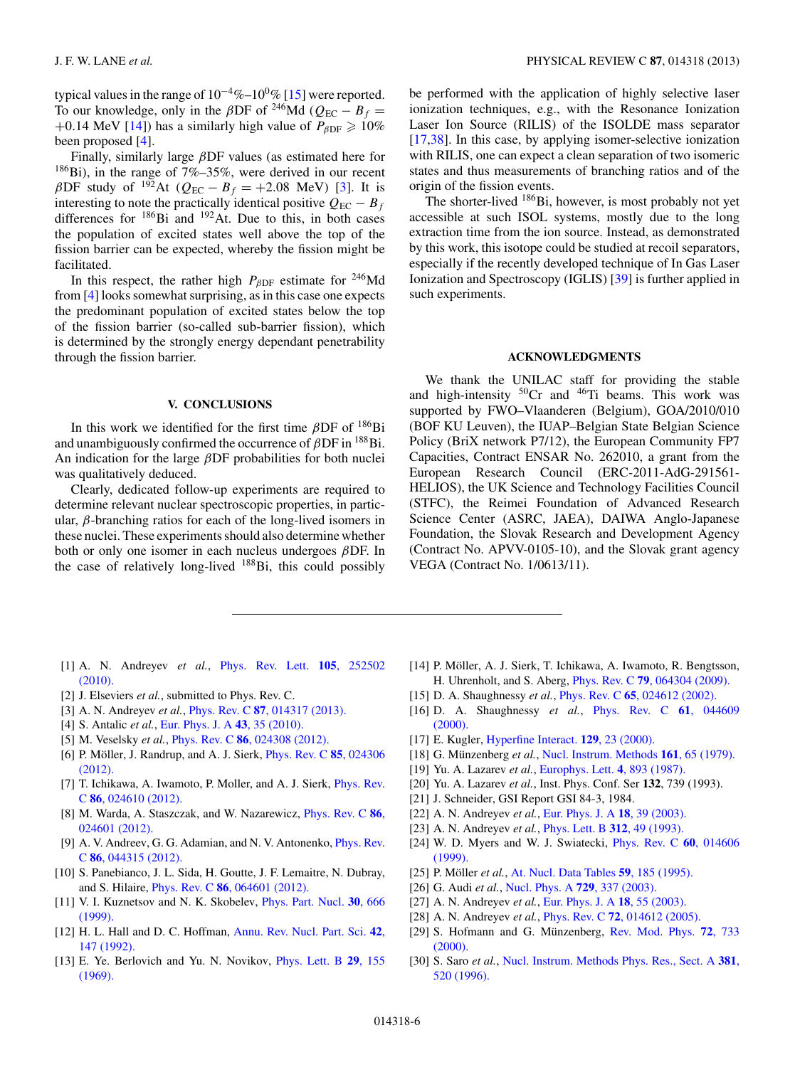typical values in the range of $10^{-4}$%–$10^{0}$% [15] were reported. To our knowledge, only in the $\beta$DF of $^{246}$Md ($Q_{EC} - B_f = +0.14$ MeV [14]) has a similarly high value of $P_{\beta DF} \geqslant 10\%$ been proposed [4].

Finally, similarly large $\beta$DF values (as estimated here for $^{186}$Bi), in the range of 7%–35%, were derived in our recent $\beta$DF study of $^{192}$At ($Q_{EC} - B_f = +2.08$ MeV) [3]. It is interesting to note the practically identical positive $Q_{EC} - B_f$ differences for $^{186}$Bi and $^{192}$At. Due to this, in both cases the population of excited states well above the top of the fission barrier can be expected, whereby the fission might be facilitated.

In this respect, the rather high $P_{\beta DF}$ estimate for $^{246}$Md from [4] looks somewhat surprising, as in this case one expects the predominant population of excited states below the top of the fission barrier (so-called sub-barrier fission), which is determined by the strongly energy dependant penetrability through the fission barrier.

## V. CONCLUSIONS

In this work we identified for the first time $\beta$DF of $^{186}$Bi and unambiguously confirmed the occurrence of $\beta$DF in $^{188}$Bi. An indication for the large $\beta$DF probabilities for both nuclei was qualitatively deduced.

Clearly, dedicated follow-up experiments are required to determine relevant nuclear spectroscopic properties, in particular, $\beta$-branching ratios for each of the long-lived isomers in these nuclei. These experiments should also determine whether both or only one isomer in each nucleus undergoes $\beta$DF. In the case of relatively long-lived $^{188}$Bi, this could possibly be performed with the application of highly selective laser ionization techniques, e.g., with the Resonance Ionization Laser Ion Source (RILIS) of the ISOLDE mass separator [17,38]. In this case, by applying isomer-selective ionization with RILIS, one can expect a clean separation of two isomeric states and thus measurements of branching ratios and of the origin of the fission events.

The shorter-lived $^{186}$Bi, however, is most probably not yet accessible at such ISOL systems, mostly due to the long extraction time from the ion source. Instead, as demonstrated by this work, this isotope could be studied at recoil separators, especially if the recently developed technique of In Gas Laser Ionization and Spectroscopy (IGLIS) [39] is further applied in such experiments.

## ACKNOWLEDGMENTS

We thank the UNILAC staff for providing the stable and high-intensity $^{50}$Cr and $^{46}$Ti beams. This work was supported by FWO–Vlaanderen (Belgium), GOA/2010/010 (BOF KU Leuven), the IUAP–Belgian State Belgian Science Policy (BriX network P7/12), the European Community FP7 Capacities, Contract ENSAR No. 262010, a grant from the European Research Council (ERC-2011-AdG-291561-HELIOS), the UK Science and Technology Facilities Council (STFC), the Reimei Foundation of Advanced Science Center (ASRC, JAEA), DAIWA Anglo-Japanese Foundation, the Slovak Research and Development Agency (Contract No. APVV-0105-10), and the Slovak grant agency VEGA (Contract No. 1/0613/11).

---

[1] A. N. Andreyev *et al.*, Phys. Rev. Lett. **105**, 252502 (2010).
[2] J. Elseviers *et al.*, submitted to Phys. Rev. C.
[3] A. N. Andreyev *et al.*, Phys. Rev. C **87**, 014317 (2013).
[4] S. Antalic *et al.*, Eur. Phys. J. A **43**, 35 (2010).
[5] M. Veselsky *et al.*, Phys. Rev. C **86**, 024308 (2012).
[6] P. Möller, J. Randrup, and A. J. Sierk, Phys. Rev. C **85**, 024306 (2012).
[7] T. Ichikawa, A. Iwamoto, P. Moller, and A. J. Sierk, Phys. Rev. C **86**, 024610 (2012).
[8] M. Warda, A. Staszczak, and W. Nazarewicz, Phys. Rev. C **86**, 024601 (2012).
[9] A. V. Andreev, G. G. Adamian, and N. V. Antonenko, Phys. Rev. C **86**, 044315 (2012).
[10] S. Panebianco, J. L. Sida, H. Goutte, J. F. Lemaitre, N. Dubray, and S. Hilaire, Phys. Rev. C **86**, 064601 (2012).
[11] V. I. Kuznetsov and N. K. Skobelev, Phys. Part. Nucl. **30**, 666 (1999).
[12] H. L. Hall and D. C. Hoffman, Annu. Rev. Nucl. Part. Sci. **42**, 147 (1992).
[13] E. Ye. Berlovich and Yu. N. Novikov, Phys. Lett. B **29**, 155 (1969).
[14] P. Möller, A. J. Sierk, T. Ichikawa, A. Iwamoto, R. Bengtsson, H. Uhrenholt, and S. Aberg, Phys. Rev. C **79**, 064304 (2009).
[15] D. A. Shaughnessy *et al.*, Phys. Rev. C **65**, 024612 (2002).
[16] D. A. Shaughnessy *et al.*, Phys. Rev. C **61**, 044609 (2000).
[17] E. Kugler, Hyperfine Interact. **129**, 23 (2000).
[18] G. Münzenberg *et al.*, Nucl. Instrum. Methods **161**, 65 (1979).
[19] Yu. A. Lazarev *et al.*, Europhys. Lett. **4**, 893 (1987).
[20] Yu. A. Lazarev *et al.*, Inst. Phys. Conf. Ser **132**, 739 (1993).
[21] J. Schneider, GSI Report GSI 84-3, 1984.
[22] A. N. Andreyev *et al.*, Eur. Phys. J. A **18**, 39 (2003).
[23] A. N. Andreyev *et al.*, Phys. Lett. B **312**, 49 (1993).
[24] W. D. Myers and W. J. Swiatecki, Phys. Rev. C **60**, 014606 (1999).
[25] P. Möller *et al.*, At. Nucl. Data Tables **59**, 185 (1995).
[26] G. Audi *et al.*, Nucl. Phys. A **729**, 337 (2003).
[27] A. N. Andreyev *et al.*, Eur. Phys. J. A **18**, 55 (2003).
[28] A. N. Andreyev *et al.*, Phys. Rev. C **72**, 014612 (2005).
[29] S. Hofmann and G. Münzenberg, Rev. Mod. Phys. **72**, 733 (2000).
[30] S. Saro *et al.*, Nucl. Instrum. Methods Phys. Res., Sect. A **381**, 520 (1996).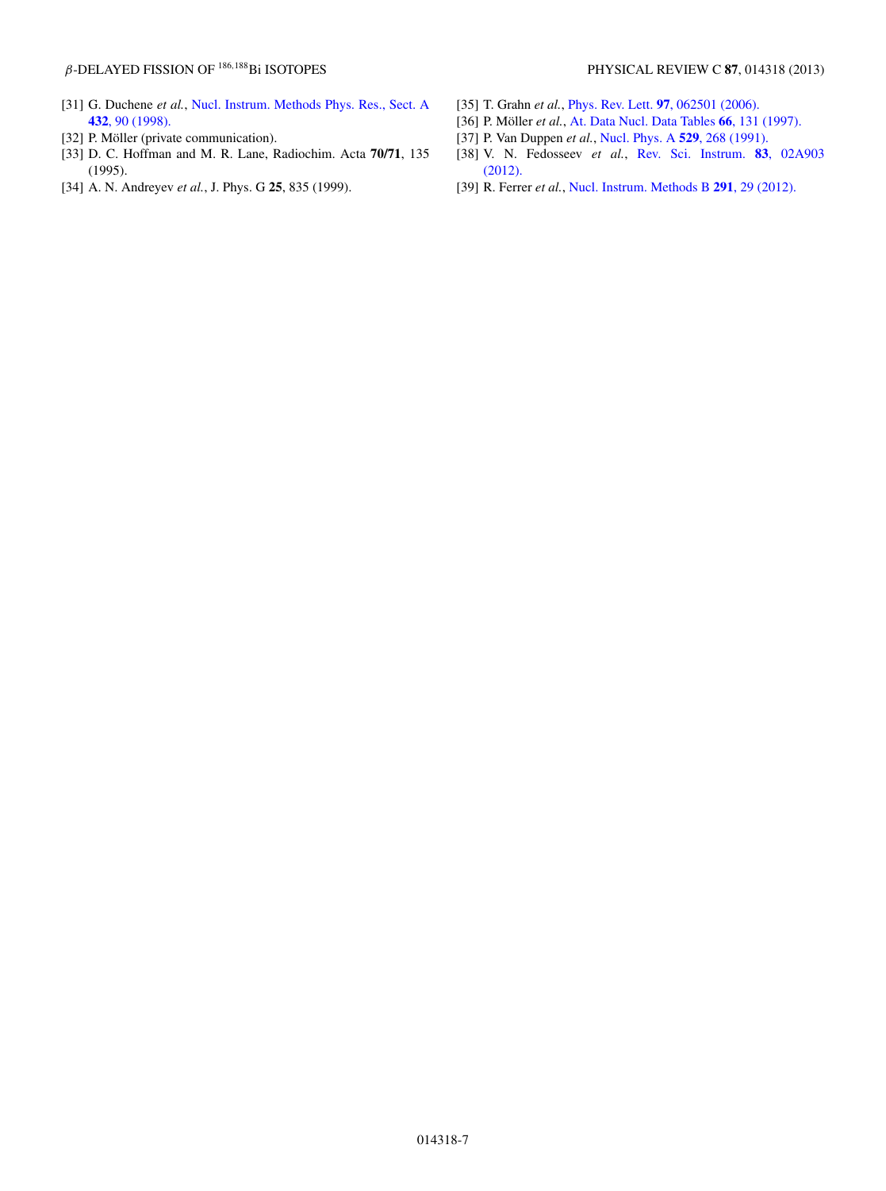[31] G. Duchene *et al.*, Nucl. Instrum. Methods Phys. Res., Sect. A **432**, 90 (1998).

[32] P. Möller (private communication).

[33] D. C. Hoffman and M. R. Lane, Radiochim. Acta **70/71**, 135 (1995).

[34] A. N. Andreyev *et al.*, J. Phys. G **25**, 835 (1999).

[35] T. Grahn *et al.*, Phys. Rev. Lett. **97**, 062501 (2006).

[36] P. Möller *et al.*, At. Data Nucl. Data Tables **66**, 131 (1997).

[37] P. Van Duppen *et al.*, Nucl. Phys. A **529**, 268 (1991).

[38] V. N. Fedosseev *et al.*, Rev. Sci. Instrum. **83**, 02A903 (2012).

[39] R. Ferrer *et al.*, Nucl. Instrum. Methods B **291**, 29 (2012).